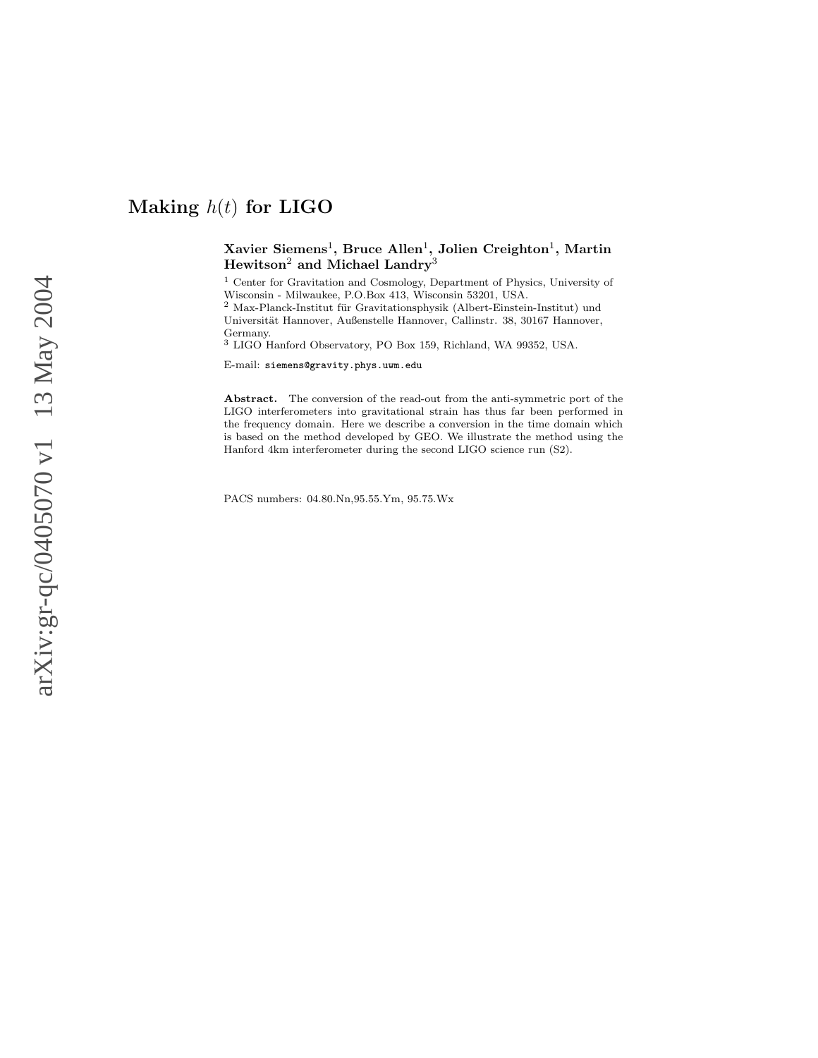# Making $h(t)$ for LIGO

**Xavier Siemens**[1], **Bruce Allen**[1], **Jolien Creighton**[1], **Martin Hewitson**[2] **and Michael Landry**[3]

[1] Center for Gravitation and Cosmology, Department of Physics, University of Wisconsin - Milwaukee, P.O.Box 413, Wisconsin 53201, USA.

[2] Max-Planck-Institut für Gravitationsphysik (Albert-Einstein-Institut) und Universität Hannover, Außenstelle Hannover, Callinstr. 38, 30167 Hannover, Germany.

[3] LIGO Hanford Observatory, PO Box 159, Richland, WA 99352, USA.

E-mail: `siemens@gravity.phys.uwm.edu`

**Abstract.** The conversion of the read-out from the anti-symmetric port of the LIGO interferometers into gravitational strain has thus far been performed in the frequency domain. Here we describe a conversion in the time domain which is based on the method developed by GEO. We illustrate the method using the Hanford 4km interferometer during the second LIGO science run (S2).

PACS numbers: 04.80.Nn,95.55.Ym, 95.75.Wx

arXiv:gr-qc/0405070 v1 13 May 2004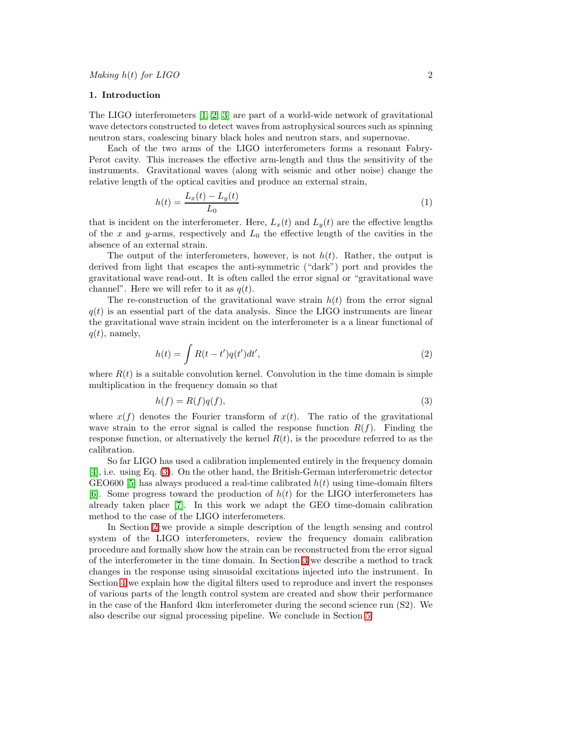## 1. Introduction

The LIGO interferometers [1, 2, 3] are part of a world-wide network of gravitational wave detectors constructed to detect waves from astrophysical sources such as spinning neutron stars, coalescing binary black holes and neutron stars, and supernovae.

Each of the two arms of the LIGO interferometers forms a resonant Fabry-Perot cavity. This increases the effective arm-length and thus the sensitivity of the instruments. Gravitational waves (along with seismic and other noise) change the relative length of the optical cavities and produce an external strain,

$$h(t) = \frac{L_x(t) - L_y(t)}{L_0} \tag{1}$$

that is incident on the interferometer. Here, $L_x(t)$ and $L_y(t)$ are the effective lengths of the $x$ and $y$-arms, respectively and $L_0$ the effective length of the cavities in the absence of an external strain.

The output of the interferometers, however, is not $h(t)$. Rather, the output is derived from light that escapes the anti-symmetric ("dark") port and provides the gravitational wave read-out. It is often called the error signal or "gravitational wave channel". Here we will refer to it as $q(t)$.

The re-construction of the gravitational wave strain $h(t)$ from the error signal $q(t)$ is an essential part of the data analysis. Since the LIGO instruments are linear the gravitational wave strain incident on the interferometer is a a linear functional of $q(t)$, namely,

$$h(t) = \int R(t - t')q(t')dt', \tag{2}$$

where $R(t)$ is a suitable convolution kernel. Convolution in the time domain is simple multiplication in the frequency domain so that

$$h(f) = R(f)q(f), \tag{3}$$

where $x(f)$ denotes the Fourier transform of $x(t)$. The ratio of the gravitational wave strain to the error signal is called the response function $R(f)$. Finding the response function, or alternatively the kernel $R(t)$, is the procedure referred to as the calibration.

So far LIGO has used a calibration implemented entirely in the frequency domain [4], i.e. using Eq. (3). On the other hand, the British-German interferometric detector GEO600 [5] has always produced a real-time calibrated $h(t)$ using time-domain filters [6]. Some progress toward the production of $h(t)$ for the LIGO interferometers has already taken place [7]. In this work we adapt the GEO time-domain calibration method to the case of the LIGO interferometers.

In Section 2 we provide a simple description of the length sensing and control system of the LIGO interferometers, review the frequency domain calibration procedure and formally show how the strain can be reconstructed from the error signal of the interferometer in the time domain. In Section 3 we describe a method to track changes in the response using sinusoidal excitations injected into the instrument. In Section 4 we explain how the digital filters used to reproduce and invert the responses of various parts of the length control system are created and show their performance in the case of the Hanford 4km interferometer during the second science run (S2). We also describe our signal processing pipeline. We conclude in Section 5.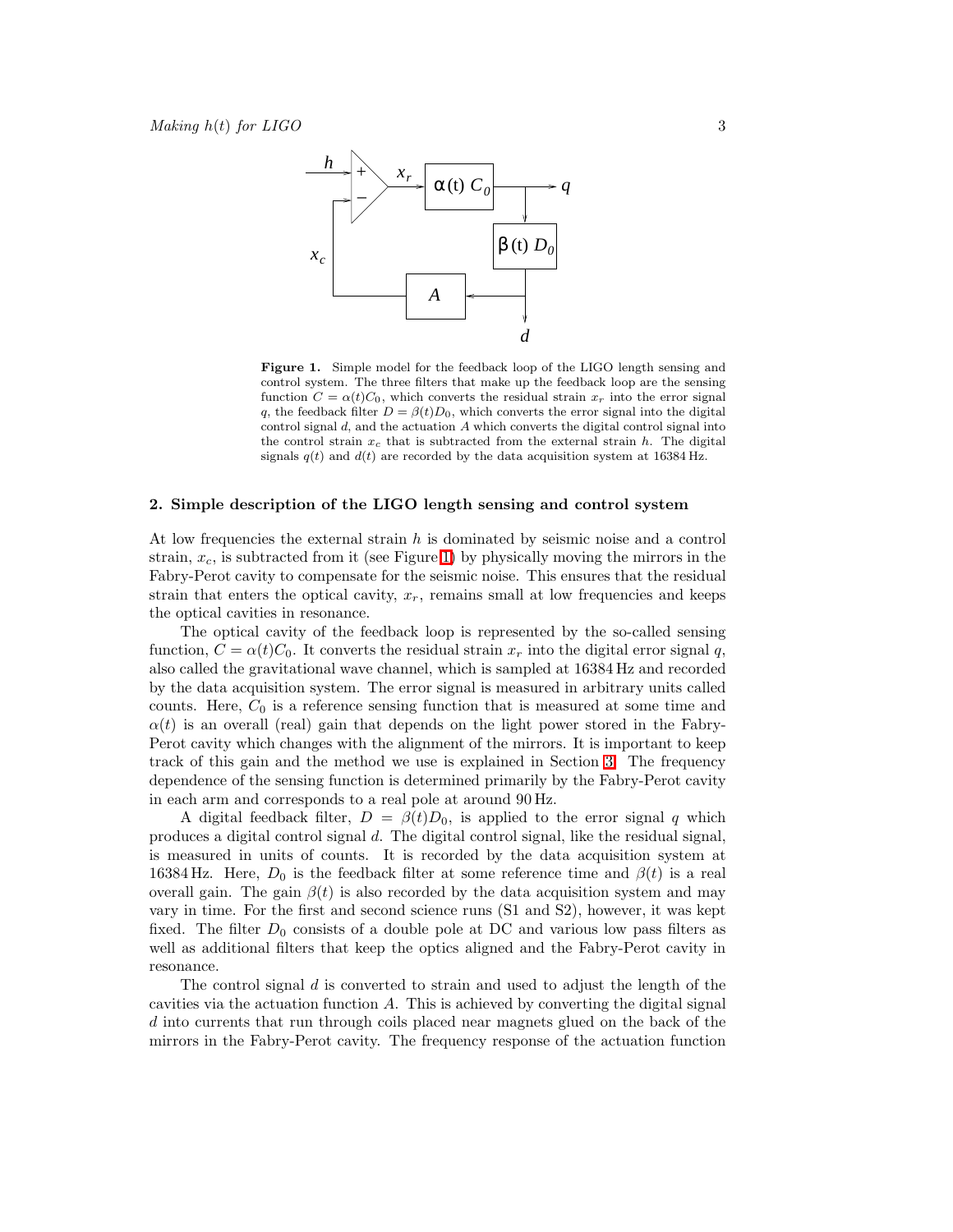**Figure 1.** Simple model for the feedback loop of the LIGO length sensing and control system. The three filters that make up the feedback loop are the sensing function $C = \alpha(t)C_0$, which converts the residual strain $x_r$ into the error signal $q$, the feedback filter $D = \beta(t)D_0$, which converts the error signal into the digital control signal $d$, and the actuation $A$ which converts the digital control signal into the control strain $x_c$ that is subtracted from the external strain $h$. The digital signals $q(t)$ and $d(t)$ are recorded by the data acquisition system at 16384 Hz.

## 2. Simple description of the LIGO length sensing and control system

At low frequencies the external strain $h$ is dominated by seismic noise and a control strain, $x_c$, is subtracted from it (see Figure 1) by physically moving the mirrors in the Fabry-Perot cavity to compensate for the seismic noise. This ensures that the residual strain that enters the optical cavity, $x_r$, remains small at low frequencies and keeps the optical cavities in resonance.

The optical cavity of the feedback loop is represented by the so-called sensing function, $C = \alpha(t)C_0$. It converts the residual strain $x_r$ into the digital error signal $q$, also called the gravitational wave channel, which is sampled at 16384 Hz and recorded by the data acquisition system. The error signal is measured in arbitrary units called counts. Here, $C_0$ is a reference sensing function that is measured at some time and $\alpha(t)$ is an overall (real) gain that depends on the light power stored in the Fabry-Perot cavity which changes with the alignment of the mirrors. It is important to keep track of this gain and the method we use is explained in Section 3. The frequency dependence of the sensing function is determined primarily by the Fabry-Perot cavity in each arm and corresponds to a real pole at around 90 Hz.

A digital feedback filter, $D = \beta(t)D_0$, is applied to the error signal $q$ which produces a digital control signal $d$. The digital control signal, like the residual signal, is measured in units of counts. It is recorded by the data acquisition system at 16384 Hz. Here, $D_0$ is the feedback filter at some reference time and $\beta(t)$ is a real overall gain. The gain $\beta(t)$ is also recorded by the data acquisition system and may vary in time. For the first and second science runs (S1 and S2), however, it was kept fixed. The filter $D_0$ consists of a double pole at DC and various low pass filters as well as additional filters that keep the optics aligned and the Fabry-Perot cavity in resonance.

The control signal $d$ is converted to strain and used to adjust the length of the cavities via the actuation function $A$. This is achieved by converting the digital signal $d$ into currents that run through coils placed near magnets glued on the back of the mirrors in the Fabry-Perot cavity. The frequency response of the actuation function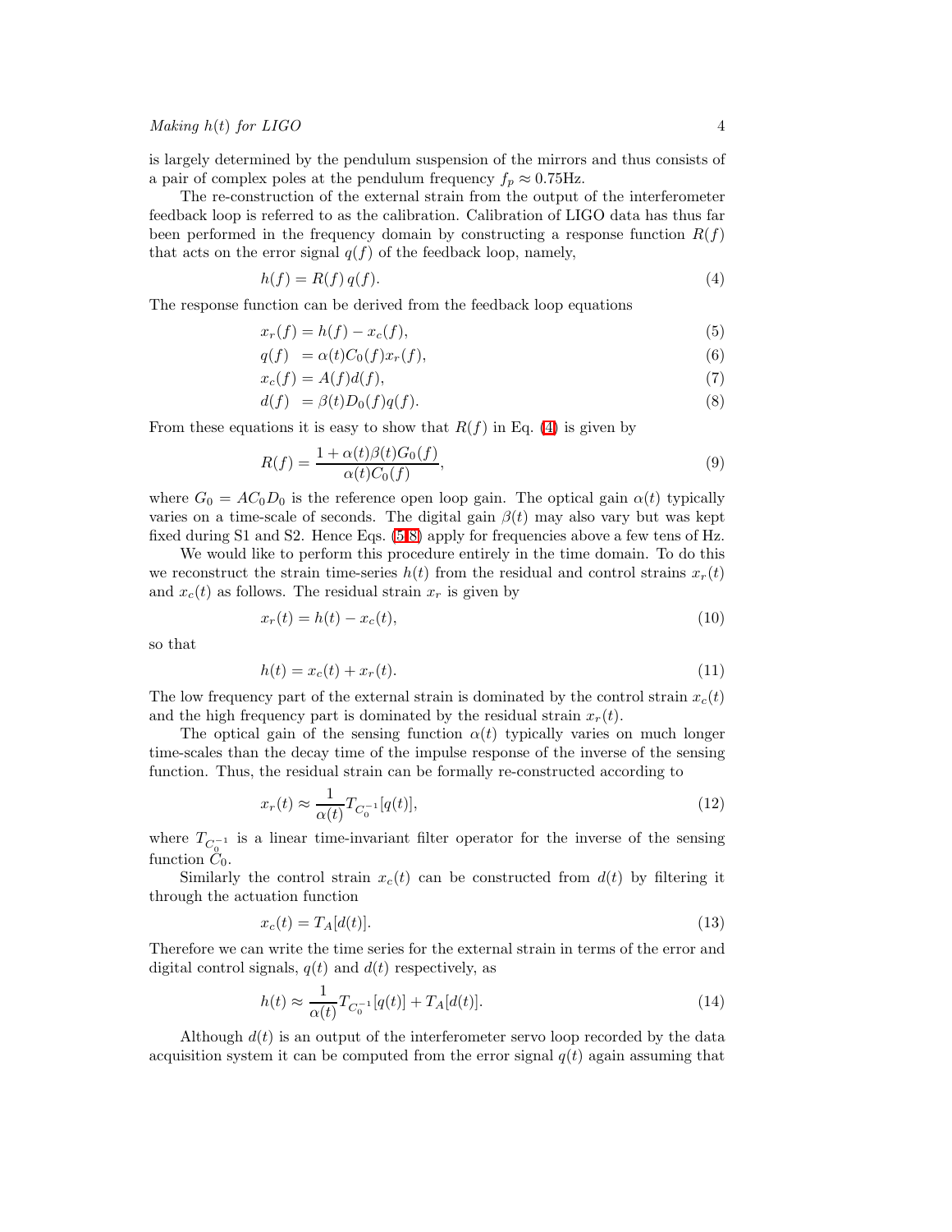is largely determined by the pendulum suspension of the mirrors and thus consists of a pair of complex poles at the pendulum frequency $f_p \approx 0.75$Hz.

The re-construction of the external strain from the output of the interferometer feedback loop is referred to as the calibration. Calibration of LIGO data has thus far been performed in the frequency domain by constructing a response function $R(f)$ that acts on the error signal $q(f)$ of the feedback loop, namely,

$$h(f) = R(f)\, q(f). \tag{4}$$

The response function can be derived from the feedback loop equations

$$x_r(f) = h(f) - x_c(f), \tag{5}$$

$$q(f) \;= \alpha(t) C_0(f) x_r(f), \tag{6}$$

$$x_c(f) = A(f) d(f), \tag{7}$$

$$d(f) \;= \beta(t) D_0(f) q(f). \tag{8}$$

From these equations it is easy to show that $R(f)$ in Eq. (4) is given by

$$R(f) = \frac{1 + \alpha(t)\beta(t) G_0(f)}{\alpha(t) C_0(f)}, \tag{9}$$

where $G_0 = AC_0D_0$ is the reference open loop gain. The optical gain $\alpha(t)$ typically varies on a time-scale of seconds. The digital gain $\beta(t)$ may also vary but was kept fixed during S1 and S2. Hence Eqs. (5-8) apply for frequencies above a few tens of Hz.

We would like to perform this procedure entirely in the time domain. To do this we reconstruct the strain time-series $h(t)$ from the residual and control strains $x_r(t)$ and $x_c(t)$ as follows. The residual strain $x_r$ is given by

$$x_r(t) = h(t) - x_c(t), \tag{10}$$

so that

$$h(t) = x_c(t) + x_r(t). \tag{11}$$

The low frequency part of the external strain is dominated by the control strain $x_c(t)$ and the high frequency part is dominated by the residual strain $x_r(t)$.

The optical gain of the sensing function $\alpha(t)$ typically varies on much longer time-scales than the decay time of the impulse response of the inverse of the sensing function. Thus, the residual strain can be formally re-constructed according to

$$x_r(t) \approx \frac{1}{\alpha(t)} T_{C_0^{-1}}[q(t)], \tag{12}$$

where $T_{C_0^{-1}}$ is a linear time-invariant filter operator for the inverse of the sensing function $C_0$.

Similarly the control strain $x_c(t)$ can be constructed from $d(t)$ by filtering it through the actuation function

$$x_c(t) = T_A[d(t)]. \tag{13}$$

Therefore we can write the time series for the external strain in terms of the error and digital control signals, $q(t)$ and $d(t)$ respectively, as

$$h(t) \approx \frac{1}{\alpha(t)} T_{C_0^{-1}}[q(t)] + T_A[d(t)]. \tag{14}$$

Although $d(t)$ is an output of the interferometer servo loop recorded by the data acquisition system it can be computed from the error signal $q(t)$ again assuming that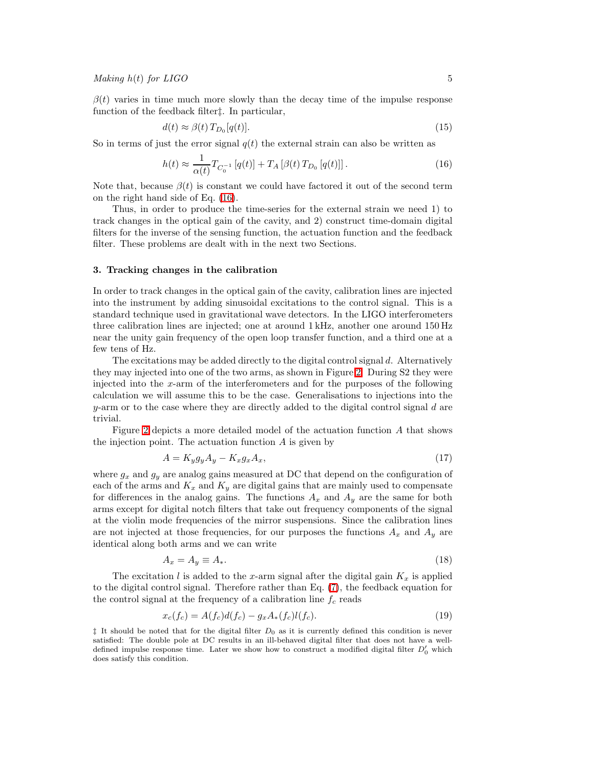$\beta(t)$ varies in time much more slowly than the decay time of the impulse response function of the feedback filter‡. In particular,

$$d(t) \approx \beta(t)\, T_{D_0}[q(t)]. \tag{15}$$

So in terms of just the error signal $q(t)$ the external strain can also be written as

$$h(t) \approx \frac{1}{\alpha(t)} T_{C_0^{-1}}\left[q(t)\right] + T_A\left[\beta(t)\, T_{D_0}\left[q(t)\right]\right]. \tag{16}$$

Note that, because $\beta(t)$ is constant we could have factored it out of the second term on the right hand side of Eq. (16).

Thus, in order to produce the time-series for the external strain we need 1) to track changes in the optical gain of the cavity, and 2) construct time-domain digital filters for the inverse of the sensing function, the actuation function and the feedback filter. These problems are dealt with in the next two Sections.

## 3. Tracking changes in the calibration

In order to track changes in the optical gain of the cavity, calibration lines are injected into the instrument by adding sinusoidal excitations to the control signal. This is a standard technique used in gravitational wave detectors. In the LIGO interferometers three calibration lines are injected; one at around 1 kHz, another one around 150 Hz near the unity gain frequency of the open loop transfer function, and a third one at a few tens of Hz.

The excitations may be added directly to the digital control signal $d$. Alternatively they may injected into one of the two arms, as shown in Figure 2. During S2 they were injected into the $x$-arm of the interferometers and for the purposes of the following calculation we will assume this to be the case. Generalisations to injections into the $y$-arm or to the case where they are directly added to the digital control signal $d$ are trivial.

Figure 2 depicts a more detailed model of the actuation function $A$ that shows the injection point. The actuation function $A$ is given by

$$A = K_y g_y A_y - K_x g_x A_x, \tag{17}$$

where $g_x$ and $g_y$ are analog gains measured at DC that depend on the configuration of each of the arms and $K_x$ and $K_y$ are digital gains that are mainly used to compensate for differences in the analog gains. The functions $A_x$ and $A_y$ are the same for both arms except for digital notch filters that take out frequency components of the signal at the violin mode frequencies of the mirror suspensions. Since the calibration lines are not injected at those frequencies, for our purposes the functions $A_x$ and $A_y$ are identical along both arms and we can write

$$A_x = A_y \equiv A_*. \tag{18}$$

The excitation $l$ is added to the $x$-arm signal after the digital gain $K_x$ is applied to the digital control signal. Therefore rather than Eq. (7), the feedback equation for the control signal at the frequency of a calibration line $f_c$ reads

$$x_c(f_c) = A(f_c)d(f_c) - g_x A_*(f_c)l(f_c). \tag{19}$$

‡ It should be noted that for the digital filter $D_0$ as it is currently defined this condition is never satisfied: The double pole at DC results in an ill-behaved digital filter that does not have a well-defined impulse response time. Later we show how to construct a modified digital filter $D_0'$ which does satisfy this condition.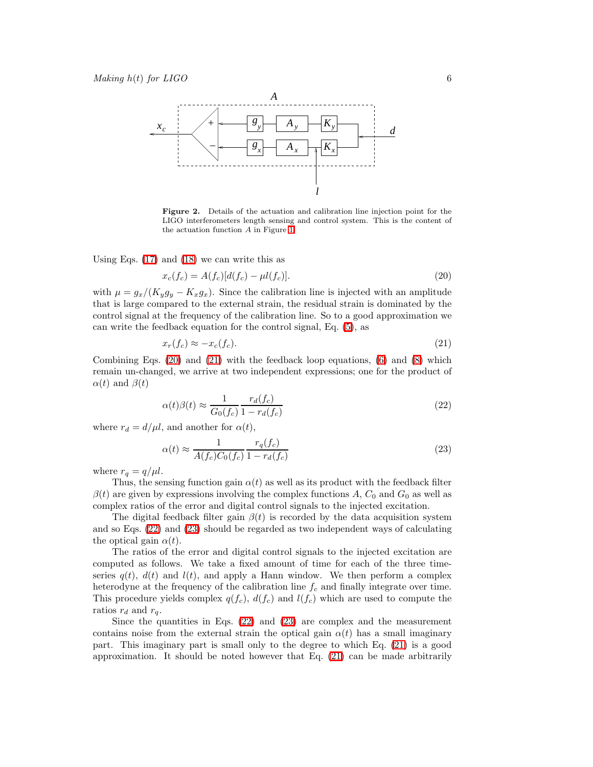**Figure 2.** Details of the actuation and calibration line injection point for the LIGO interferometers length sensing and control system. This is the content of the actuation function $A$ in Figure 1.

Using Eqs. (17) and (18) we can write this as

$$x_c(f_c) = A(f_c)[d(f_c) - \mu l(f_c)]. \tag{20}$$

with $\mu = g_x/(K_y g_y - K_x g_x)$. Since the calibration line is injected with an amplitude that is large compared to the external strain, the residual strain is dominated by the control signal at the frequency of the calibration line. So to a good approximation we can write the feedback equation for the control signal, Eq. (5), as

$$x_r(f_c) \approx -x_c(f_c). \tag{21}$$

Combining Eqs. (20) and (21) with the feedback loop equations, (6) and (8) which remain un-changed, we arrive at two independent expressions; one for the product of $\alpha(t)$ and $\beta(t)$

$$\alpha(t)\beta(t) \approx \frac{1}{G_0(f_c)} \frac{r_d(f_c)}{1 - r_d(f_c)} \tag{22}$$

where $r_d = d/\mu l$, and another for $\alpha(t)$,

$$\alpha(t) \approx \frac{1}{A(f_c)C_0(f_c)} \frac{r_q(f_c)}{1 - r_d(f_c)} \tag{23}$$

where $r_q = q/\mu l$.

Thus, the sensing function gain $\alpha(t)$ as well as its product with the feedback filter $\beta(t)$ are given by expressions involving the complex functions $A$, $C_0$ and $G_0$ as well as complex ratios of the error and digital control signals to the injected excitation.

The digital feedback filter gain $\beta(t)$ is recorded by the data acquisition system and so Eqs. (22) and (23) should be regarded as two independent ways of calculating the optical gain $\alpha(t)$.

The ratios of the error and digital control signals to the injected excitation are computed as follows. We take a fixed amount of time for each of the three time-series $q(t)$, $d(t)$ and $l(t)$, and apply a Hann window. We then perform a complex heterodyne at the frequency of the calibration line $f_c$ and finally integrate over time. This procedure yields complex $q(f_c)$, $d(f_c)$ and $l(f_c)$ which are used to compute the ratios $r_d$ and $r_q$.

Since the quantities in Eqs. (22) and (23) are complex and the measurement contains noise from the external strain the optical gain $\alpha(t)$ has a small imaginary part. This imaginary part is small only to the degree to which Eq. (21) is a good approximation. It should be noted however that Eq. (21) can be made arbitrarily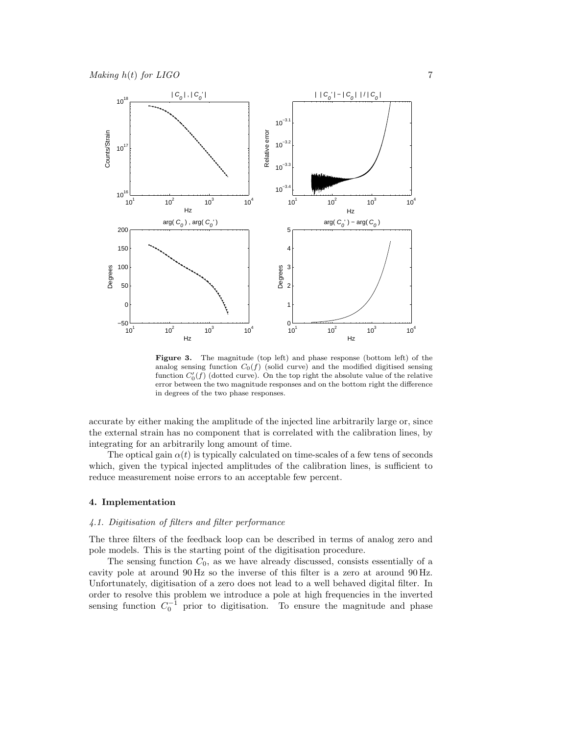**Figure 3.** The magnitude (top left) and phase response (bottom left) of the analog sensing function $C_0(f)$ (solid curve) and the modified digitised sensing function $C_0'(f)$ (dotted curve). On the top right the absolute value of the relative error between the two magnitude responses and on the bottom right the difference in degrees of the two phase responses.

accurate by either making the amplitude of the injected line arbitrarily large or, since the external strain has no component that is correlated with the calibration lines, by integrating for an arbitrarily long amount of time.

The optical gain $\alpha(t)$ is typically calculated on time-scales of a few tens of seconds which, given the typical injected amplitudes of the calibration lines, is sufficient to reduce measurement noise errors to an acceptable few percent.

## 4. Implementation

### 4.1. Digitisation of filters and filter performance

The three filters of the feedback loop can be described in terms of analog zero and pole models. This is the starting point of the digitisation procedure.

The sensing function $C_0$, as we have already discussed, consists essentially of a cavity pole at around 90 Hz so the inverse of this filter is a zero at around 90 Hz. Unfortunately, digitisation of a zero does not lead to a well behaved digital filter. In order to resolve this problem we introduce a pole at high frequencies in the inverted sensing function $C_0^{-1}$ prior to digitisation. To ensure the magnitude and phase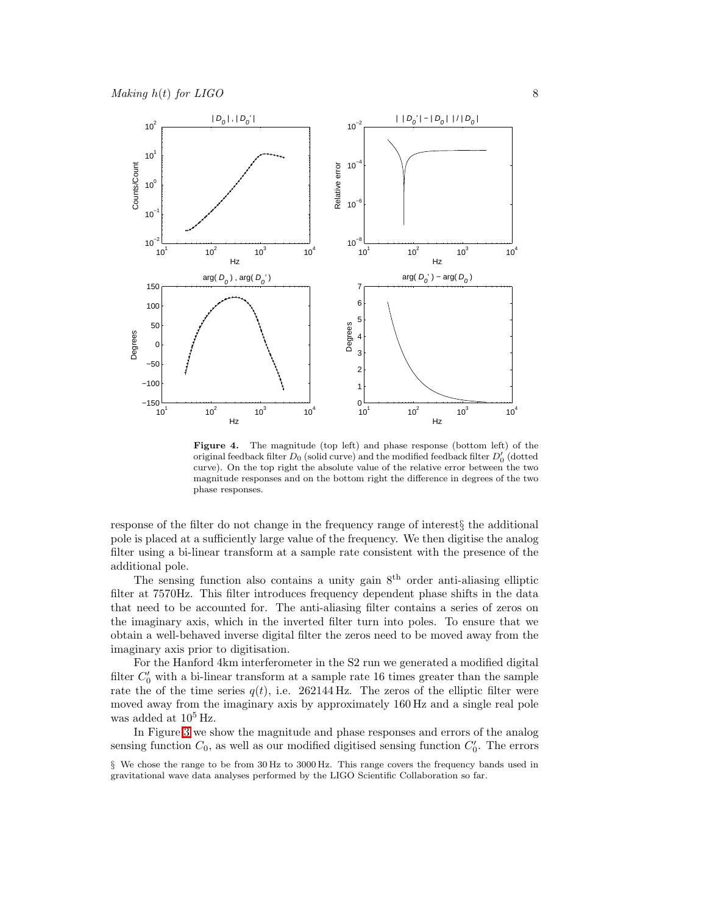**Figure 4.** The magnitude (top left) and phase response (bottom left) of the original feedback filter $D_0$ (solid curve) and the modified feedback filter $D_0'$ (dotted curve). On the top right the absolute value of the relative error between the two magnitude responses and on the bottom right the difference in degrees of the two phase responses.

response of the filter do not change in the frequency range of interest§ the additional pole is placed at a sufficiently large value of the frequency. We then digitise the analog filter using a bi-linear transform at a sample rate consistent with the presence of the additional pole.

The sensing function also contains a unity gain 8th order anti-aliasing elliptic filter at 7570Hz. This filter introduces frequency dependent phase shifts in the data that need to be accounted for. The anti-aliasing filter contains a series of zeros on the imaginary axis, which in the inverted filter turn into poles. To ensure that we obtain a well-behaved inverse digital filter the zeros need to be moved away from the imaginary axis prior to digitisation.

For the Hanford 4km interferometer in the S2 run we generated a modified digital filter $C_0'$ with a bi-linear transform at a sample rate 16 times greater than the sample rate the of the time series $q(t)$, i.e. 262144 Hz. The zeros of the elliptic filter were moved away from the imaginary axis by approximately 160 Hz and a single real pole was added at $10^5$ Hz.

In Figure 3 we show the magnitude and phase responses and errors of the analog sensing function $C_0$, as well as our modified digitised sensing function $C_0'$. The errors

§ We chose the range to be from 30 Hz to 3000 Hz. This range covers the frequency bands used in gravitational wave data analyses performed by the LIGO Scientific Collaboration so far.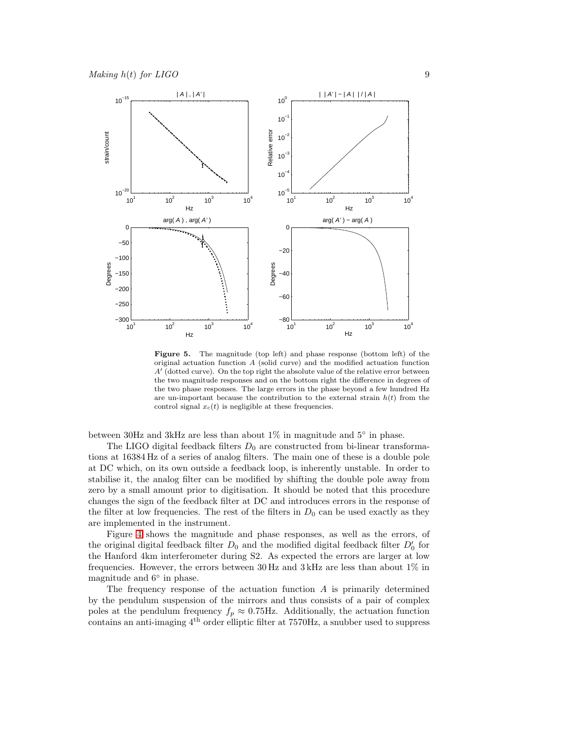**Figure 5.** The magnitude (top left) and phase response (bottom left) of the original actuation function $A$ (solid curve) and the modified actuation function $A'$ (dotted curve). On the top right the absolute value of the relative error between the two magnitude responses and on the bottom right the difference in degrees of the two phase responses. The large errors in the phase beyond a few hundred Hz are un-important because the contribution to the external strain $h(t)$ from the control signal $x_c(t)$ is negligible at these frequencies.

between 30Hz and 3kHz are less than about 1% in magnitude and 5° in phase.

The LIGO digital feedback filters $D_0$ are constructed from bi-linear transformations at 16384 Hz of a series of analog filters. The main one of these is a double pole at DC which, on its own outside a feedback loop, is inherently unstable. In order to stabilise it, the analog filter can be modified by shifting the double pole away from zero by a small amount prior to digitisation. It should be noted that this procedure changes the sign of the feedback filter at DC and introduces errors in the response of the filter at low frequencies. The rest of the filters in $D_0$ can be used exactly as they are implemented in the instrument.

Figure 4 shows the magnitude and phase responses, as well as the errors, of the original digital feedback filter $D_0$ and the modified digital feedback filter $D_0'$ for the Hanford 4km interferometer during S2. As expected the errors are larger at low frequencies. However, the errors between 30 Hz and 3 kHz are less than about 1% in magnitude and 6° in phase.

The frequency response of the actuation function $A$ is primarily determined by the pendulum suspension of the mirrors and thus consists of a pair of complex poles at the pendulum frequency $f_p \approx 0.75$Hz. Additionally, the actuation function contains an anti-imaging $4^{\text{th}}$ order elliptic filter at 7570Hz, a snubber used to suppress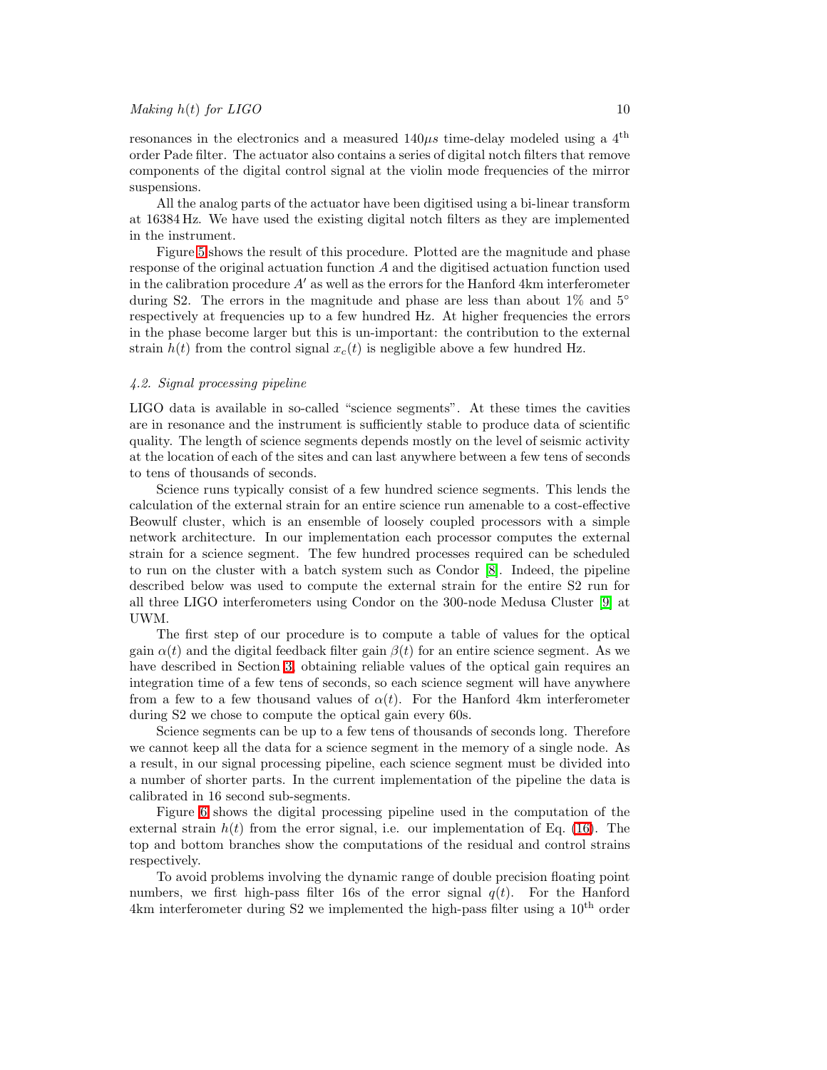resonances in the electronics and a measured $140\mu s$ time-delay modeled using a $4^{\text{th}}$ order Pade filter. The actuator also contains a series of digital notch filters that remove components of the digital control signal at the violin mode frequencies of the mirror suspensions.

All the analog parts of the actuator have been digitised using a bi-linear transform at 16384 Hz. We have used the existing digital notch filters as they are implemented in the instrument.

Figure 5 shows the result of this procedure. Plotted are the magnitude and phase response of the original actuation function $A$ and the digitised actuation function used in the calibration procedure $A'$ as well as the errors for the Hanford 4km interferometer during S2. The errors in the magnitude and phase are less than about 1% and $5^{\circ}$ respectively at frequencies up to a few hundred Hz. At higher frequencies the errors in the phase become larger but this is un-important: the contribution to the external strain $h(t)$ from the control signal $x_c(t)$ is negligible above a few hundred Hz.

### *4.2. Signal processing pipeline*

LIGO data is available in so-called "science segments". At these times the cavities are in resonance and the instrument is sufficiently stable to produce data of scientific quality. The length of science segments depends mostly on the level of seismic activity at the location of each of the sites and can last anywhere between a few tens of seconds to tens of thousands of seconds.

Science runs typically consist of a few hundred science segments. This lends the calculation of the external strain for an entire science run amenable to a cost-effective Beowulf cluster, which is an ensemble of loosely coupled processors with a simple network architecture. In our implementation each processor computes the external strain for a science segment. The few hundred processes required can be scheduled to run on the cluster with a batch system such as Condor [8]. Indeed, the pipeline described below was used to compute the external strain for the entire S2 run for all three LIGO interferometers using Condor on the 300-node Medusa Cluster [9] at UWM.

The first step of our procedure is to compute a table of values for the optical gain $\alpha(t)$ and the digital feedback filter gain $\beta(t)$ for an entire science segment. As we have described in Section 3, obtaining reliable values of the optical gain requires an integration time of a few tens of seconds, so each science segment will have anywhere from a few to a few thousand values of $\alpha(t)$. For the Hanford 4km interferometer during S2 we chose to compute the optical gain every 60s.

Science segments can be up to a few tens of thousands of seconds long. Therefore we cannot keep all the data for a science segment in the memory of a single node. As a result, in our signal processing pipeline, each science segment must be divided into a number of shorter parts. In the current implementation of the pipeline the data is calibrated in 16 second sub-segments.

Figure 6 shows the digital processing pipeline used in the computation of the external strain $h(t)$ from the error signal, i.e. our implementation of Eq. (16). The top and bottom branches show the computations of the residual and control strains respectively.

To avoid problems involving the dynamic range of double precision floating point numbers, we first high-pass filter 16s of the error signal $q(t)$. For the Hanford 4km interferometer during S2 we implemented the high-pass filter using a $10^{\text{th}}$ order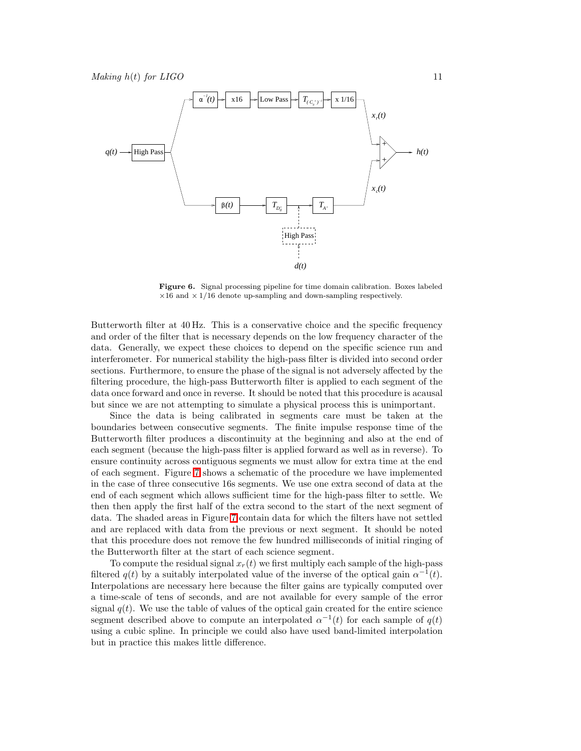**Figure 6.** Signal processing pipeline for time domain calibration. Boxes labeled $\times 16$ and $\times 1/16$ denote up-sampling and down-sampling respectively.

Butterworth filter at 40 Hz. This is a conservative choice and the specific frequency and order of the filter that is necessary depends on the low frequency character of the data. Generally, we expect these choices to depend on the specific science run and interferometer. For numerical stability the high-pass filter is divided into second order sections. Furthermore, to ensure the phase of the signal is not adversely affected by the filtering procedure, the high-pass Butterworth filter is applied to each segment of the data once forward and once in reverse. It should be noted that this procedure is acausal but since we are not attempting to simulate a physical process this is unimportant.

Since the data is being calibrated in segments care must be taken at the boundaries between consecutive segments. The finite impulse response time of the Butterworth filter produces a discontinuity at the beginning and also at the end of each segment (because the high-pass filter is applied forward as well as in reverse). To ensure continuity across contiguous segments we must allow for extra time at the end of each segment. Figure 7 shows a schematic of the procedure we have implemented in the case of three consecutive 16s segments. We use one extra second of data at the end of each segment which allows sufficient time for the high-pass filter to settle. We then then apply the first half of the extra second to the start of the next segment of data. The shaded areas in Figure 7 contain data for which the filters have not settled and are replaced with data from the previous or next segment. It should be noted that this procedure does not remove the few hundred milliseconds of initial ringing of the Butterworth filter at the start of each science segment.

To compute the residual signal $x_r(t)$ we first multiply each sample of the high-pass filtered $q(t)$ by a suitably interpolated value of the inverse of the optical gain $\alpha^{-1}(t)$. Interpolations are necessary here because the filter gains are typically computed over a time-scale of tens of seconds, and are not available for every sample of the error signal $q(t)$. We use the table of values of the optical gain created for the entire science segment described above to compute an interpolated $\alpha^{-1}(t)$ for each sample of $q(t)$ using a cubic spline. In principle we could also have used band-limited interpolation but in practice this makes little difference.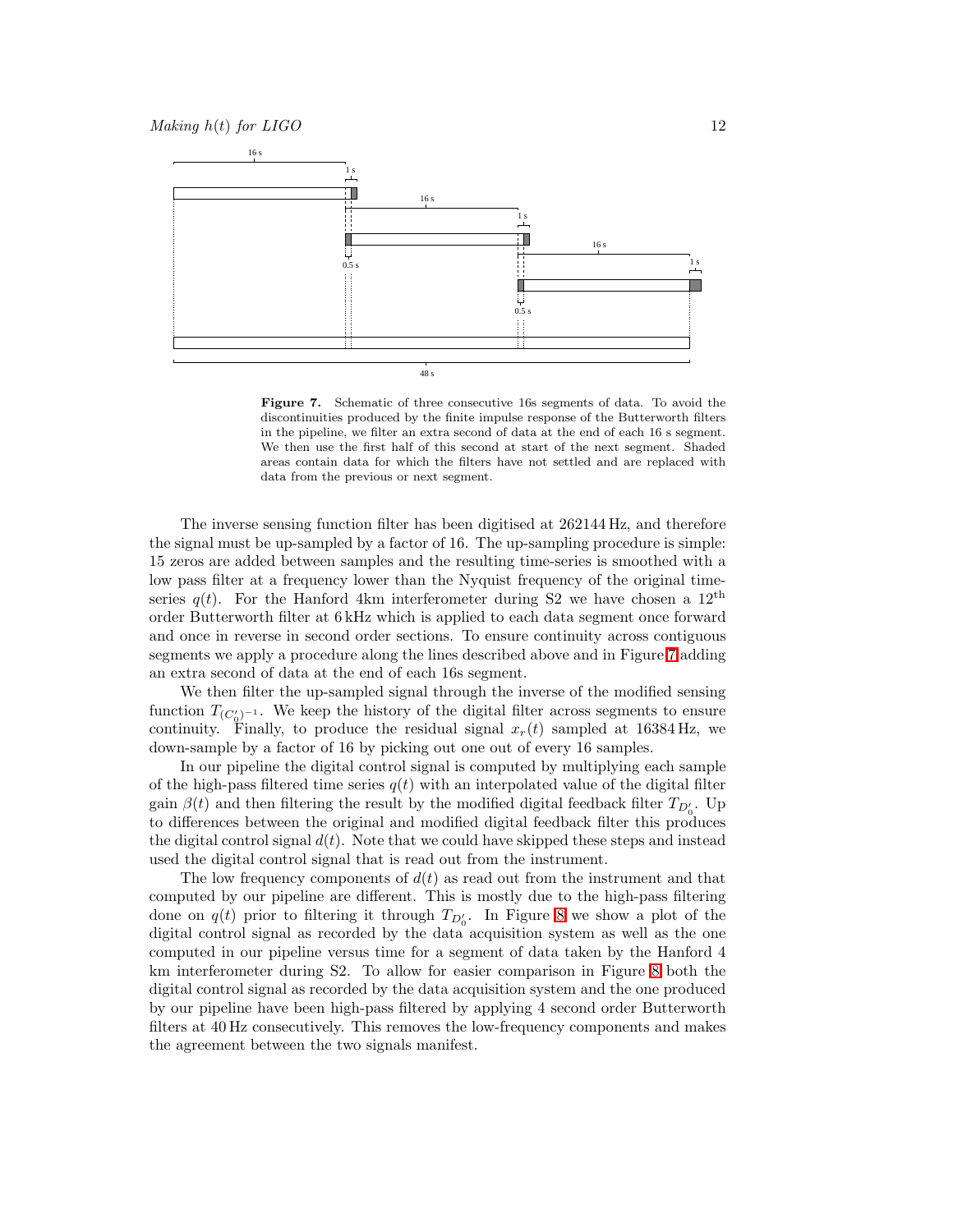**Figure 7.** Schematic of three consecutive 16s segments of data. To avoid the discontinuities produced by the finite impulse response of the Butterworth filters in the pipeline, we filter an extra second of data at the end of each 16 s segment. We then use the first half of this second at start of the next segment. Shaded areas contain data for which the filters have not settled and are replaced with data from the previous or next segment.

The inverse sensing function filter has been digitised at 262144 Hz, and therefore the signal must be up-sampled by a factor of 16. The up-sampling procedure is simple: 15 zeros are added between samples and the resulting time-series is smoothed with a low pass filter at a frequency lower than the Nyquist frequency of the original time-series $q(t)$. For the Hanford 4km interferometer during S2 we have chosen a $12^{\text{th}}$ order Butterworth filter at 6 kHz which is applied to each data segment once forward and once in reverse in second order sections. To ensure continuity across contiguous segments we apply a procedure along the lines described above and in Figure 7 adding an extra second of data at the end of each 16s segment.

We then filter the up-sampled signal through the inverse of the modified sensing function $T_{(C_0')^{-1}}$. We keep the history of the digital filter across segments to ensure continuity. Finally, to produce the residual signal $x_r(t)$ sampled at 16384 Hz, we down-sample by a factor of 16 by picking out one out of every 16 samples.

In our pipeline the digital control signal is computed by multiplying each sample of the high-pass filtered time series $q(t)$ with an interpolated value of the digital filter gain $\beta(t)$ and then filtering the result by the modified digital feedback filter $T_{D_0'}$. Up to differences between the original and modified digital feedback filter this produces the digital control signal $d(t)$. Note that we could have skipped these steps and instead used the digital control signal that is read out from the instrument.

The low frequency components of $d(t)$ as read out from the instrument and that computed by our pipeline are different. This is mostly due to the high-pass filtering done on $q(t)$ prior to filtering it through $T_{D_0'}$. In Figure 8 we show a plot of the digital control signal as recorded by the data acquisition system as well as the one computed in our pipeline versus time for a segment of data taken by the Hanford 4 km interferometer during S2. To allow for easier comparison in Figure 8 both the digital control signal as recorded by the data acquisition system and the one produced by our pipeline have been high-pass filtered by applying 4 second order Butterworth filters at 40 Hz consecutively. This removes the low-frequency components and makes the agreement between the two signals manifest.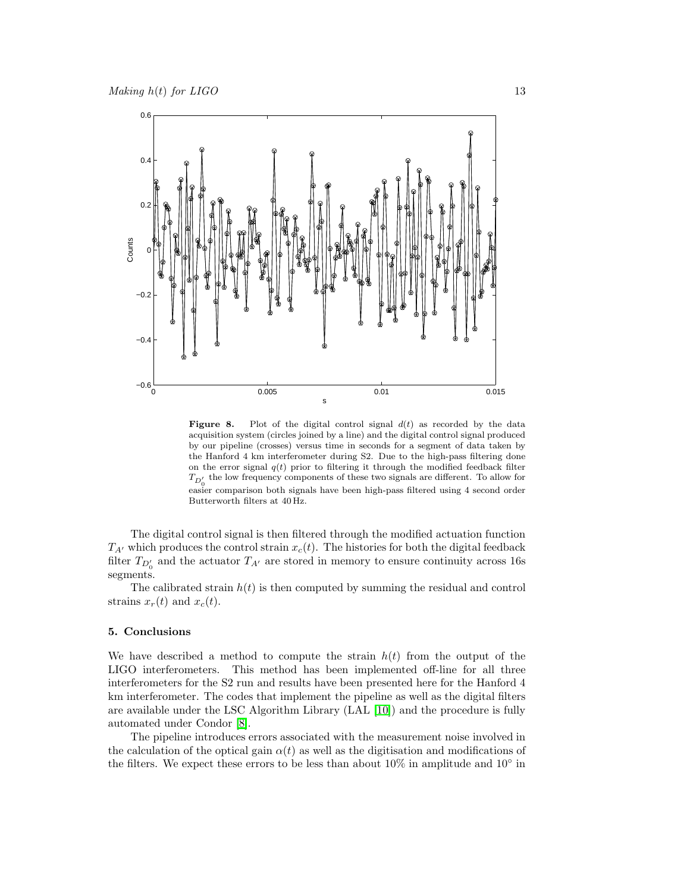**Figure 8.** Plot of the digital control signal $d(t)$ as recorded by the data acquisition system (circles joined by a line) and the digital control signal produced by our pipeline (crosses) versus time in seconds for a segment of data taken by the Hanford 4 km interferometer during S2. Due to the high-pass filtering done on the error signal $q(t)$ prior to filtering it through the modified feedback filter $T_{D_0'}$ the low frequency components of these two signals are different. To allow for easier comparison both signals have been high-pass filtered using 4 second order Butterworth filters at 40 Hz.

The digital control signal is then filtered through the modified actuation function $T_{A'}$ which produces the control strain $x_c(t)$. The histories for both the digital feedback filter $T_{D_0'}$ and the actuator $T_{A'}$ are stored in memory to ensure continuity across 16s segments.

The calibrated strain $h(t)$ is then computed by summing the residual and control strains $x_r(t)$ and $x_c(t)$.

## 5. Conclusions

We have described a method to compute the strain $h(t)$ from the output of the LIGO interferometers. This method has been implemented off-line for all three interferometers for the S2 run and results have been presented here for the Hanford 4 km interferometer. The codes that implement the pipeline as well as the digital filters are available under the LSC Algorithm Library (LAL [10]) and the procedure is fully automated under Condor [8].

The pipeline introduces errors associated with the measurement noise involved in the calculation of the optical gain $\alpha(t)$ as well as the digitisation and modifications of the filters. We expect these errors to be less than about 10% in amplitude and $10^\circ$ in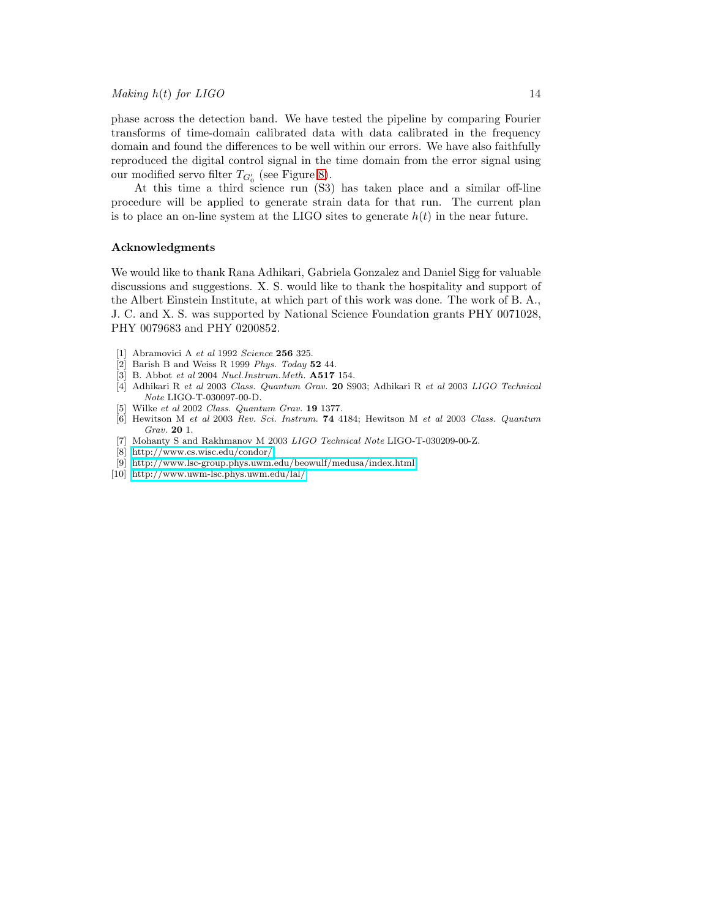phase across the detection band. We have tested the pipeline by comparing Fourier transforms of time-domain calibrated data with data calibrated in the frequency domain and found the differences to be well within our errors. We have also faithfully reproduced the digital control signal in the time domain from the error signal using our modified servo filter $T_{G'_0}$ (see Figure 8).

At this time a third science run (S3) has taken place and a similar off-line procedure will be applied to generate strain data for that run. The current plan is to place an on-line system at the LIGO sites to generate $h(t)$ in the near future.

### Acknowledgments

We would like to thank Rana Adhikari, Gabriela Gonzalez and Daniel Sigg for valuable discussions and suggestions. X. S. would like to thank the hospitality and support of the Albert Einstein Institute, at which part of this work was done. The work of B. A., J. C. and X. S. was supported by National Science Foundation grants PHY 0071028, PHY 0079683 and PHY 0200852.

[1] Abramovici A *et al* 1992 *Science* **256** 325.
[2] Barish B and Weiss R 1999 *Phys. Today* **52** 44.
[3] B. Abbot *et al* 2004 *Nucl.Instrum.Meth.* **A517** 154.
[4] Adhikari R *et al* 2003 *Class. Quantum Grav.* **20** S903; Adhikari R *et al* 2003 *LIGO Technical Note* LIGO-T-030097-00-D.
[5] Wilke *et al* 2002 *Class. Quantum Grav.* **19** 1377.
[6] Hewitson M *et al* 2003 *Rev. Sci. Instrum.* **74** 4184; Hewitson M *et al* 2003 *Class. Quantum Grav.* **20** 1.
[7] Mohanty S and Rakhmanov M 2003 *LIGO Technical Note* LIGO-T-030209-00-Z.
[8] http://www.cs.wisc.edu/condor/
[9] http://www.lsc-group.phys.uwm.edu/beowulf/medusa/index.html
[10] http://www.uwm-lsc.phys.uwm.edu/lal/